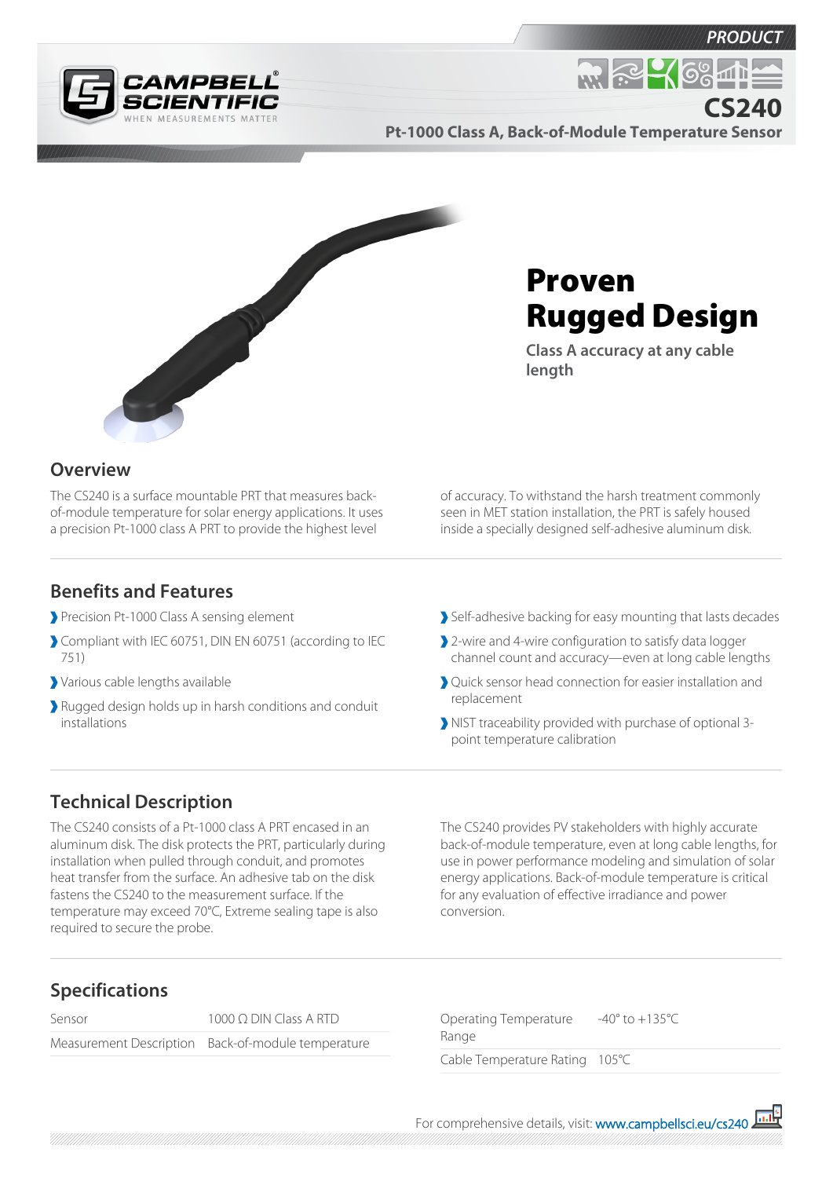PRODUCT

# CS240

**Pt-1000 Class A, Back-of-Module Temperature Sensor**

# Proven Rugged Design

**Class A accuracy at any cable length**

## Overview

The CS240 is a surface mountable PRT that measures back-of-module temperature for solar energy applications. It uses a precision Pt-1000 class A PRT to provide the highest level of accuracy. To withstand the harsh treatment commonly seen in MET station installation, the PRT is safely housed inside a specially designed self-adhesive aluminum disk.

## Benefits and Features

- Precision Pt-1000 Class A sensing element
- Compliant with IEC 60751, DIN EN 60751 (according to IEC 751)
- Various cable lengths available
- Rugged design holds up in harsh conditions and conduit installations
- Self-adhesive backing for easy mounting that lasts decades
- 2-wire and 4-wire configuration to satisfy data logger channel count and accuracy—even at long cable lengths
- Quick sensor head connection for easier installation and replacement
- NIST traceability provided with purchase of optional 3-point temperature calibration

## Technical Description

The CS240 consists of a Pt-1000 class A PRT encased in an aluminum disk. The disk protects the PRT, particularly during installation when pulled through conduit, and promotes heat transfer from the surface. An adhesive tab on the disk fastens the CS240 to the measurement surface. If the temperature may exceed 70°C, Extreme sealing tape is also required to secure the probe.

The CS240 provides PV stakeholders with highly accurate back-of-module temperature, even at long cable lengths, for use in power performance modeling and simulation of solar energy applications. Back-of-module temperature is critical for any evaluation of effective irradiance and power conversion.

## Specifications

| | |
|---|---|
| Sensor | 1000 Ω DIN Class A RTD |
| Measurement Description | Back-of-module temperature |
| Operating Temperature Range | -40° to +135°C |
| Cable Temperature Rating | 105°C |

For comprehensive details, visit: www.campbellsci.eu/cs240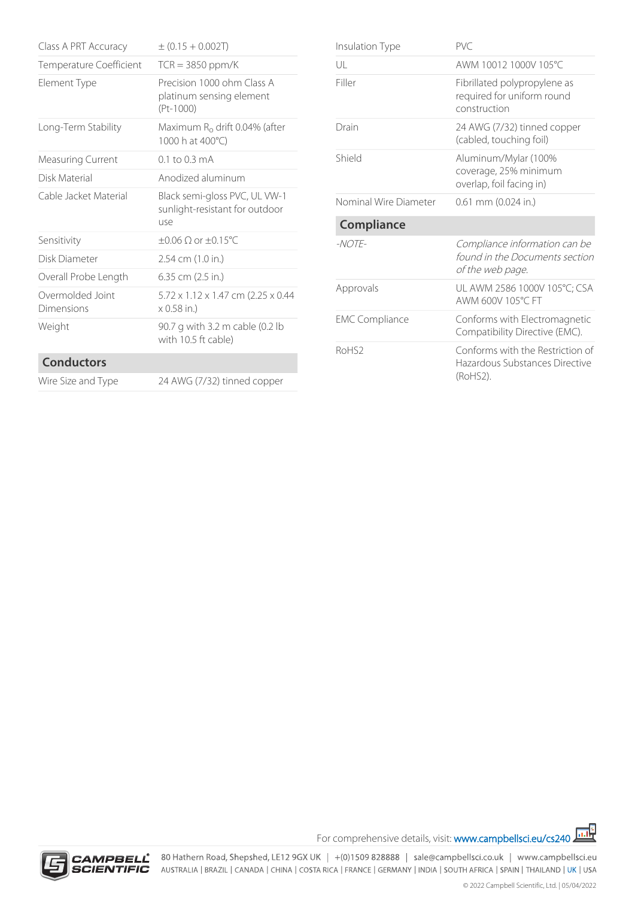| | |
|---|---|
| Class A PRT Accuracy | ± (0.15 + 0.002T) |
| Temperature Coefficient | TCR = 3850 ppm/K |
| Element Type | Precision 1000 ohm Class A platinum sensing element (Pt-1000) |
| Long-Term Stability | Maximum $R_0$ drift 0.04% (after 1000 h at 400°C) |
| Measuring Current | 0.1 to 0.3 mA |
| Disk Material | Anodized aluminum |
| Cable Jacket Material | Black semi-gloss PVC, UL VW-1 sunlight-resistant for outdoor use |
| Sensitivity | ±0.06 Ω or ±0.15°C |
| Disk Diameter | 2.54 cm (1.0 in.) |
| Overall Probe Length | 6.35 cm (2.5 in.) |
| Overmolded Joint Dimensions | 5.72 x 1.12 x 1.47 cm (2.25 x 0.44 x 0.58 in.) |
| Weight | 90.7 g with 3.2 m cable (0.2 lb with 10.5 ft cable) |

## Conductors

| | |
|---|---|
| Wire Size and Type | 24 AWG (7/32) tinned copper |
| Insulation Type | PVC |
| UL | AWM 10012 1000V 105°C |
| Filler | Fibrillated polypropylene as required for uniform round construction |
| Drain | 24 AWG (7/32) tinned copper (cabled, touching foil) |
| Shield | Aluminum/Mylar (100% coverage, 25% minimum overlap, foil facing in) |
| Nominal Wire Diameter | 0.61 mm (0.024 in.) |

## Compliance

| | |
|---|---|
| *-NOTE-* | *Compliance information can be found in the Documents section of the web page.* |
| Approvals | UL AWM 2586 1000V 105°C; CSA AWM 600V 105°C FT |
| EMC Compliance | Conforms with Electromagnetic Compatibility Directive (EMC). |
| RoHS2 | Conforms with the Restriction of Hazardous Substances Directive (RoHS2). |

For comprehensive details, visit: www.campbellsci.eu/cs240

CAMPBELL SCIENTIFIC

80 Hathern Road, Shepshed, LE12 9GX UK | +(0)1509 828888 | sale@campbellsci.co.uk | www.campbellsci.eu

AUSTRALIA | BRAZIL | CANADA | CHINA | COSTA RICA | FRANCE | GERMANY | INDIA | SOUTH AFRICA | SPAIN | THAILAND | UK | USA

© 2022 Campbell Scientific, Ltd. | 05/04/2022